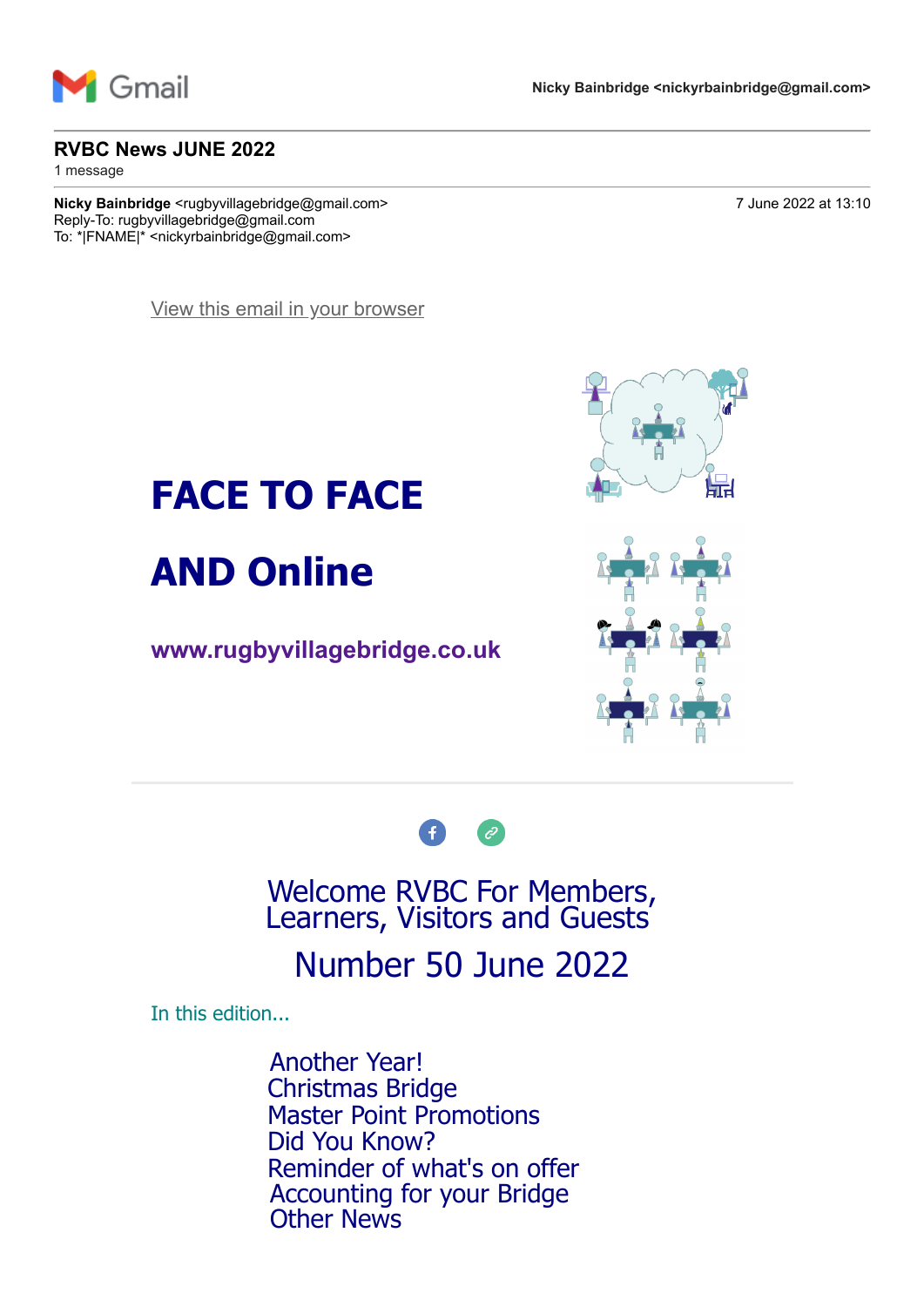Gmail

**Nicky Bainbridge <nickyrbainbridge@gmail.com>**

---

**RVBC News JUNE 2022**

1 message

---

**Nicky Bainbridge** <rugbyvillagebridge@gmail.com>
Reply-To: rugbyvillagebridge@gmail.com
To: *|FNAME|* <nickyrbainbridge@gmail.com>

7 June 2022 at 13:10

View this email in your browser

# FACE TO FACE

# AND Online

**www.rugbyvillagebridge.co.uk**

---

## Welcome RVBC For Members, Learners, Visitors and Guests

## Number 50 June 2022

In this edition...

- Another Year!
- Christmas Bridge
- Master Point Promotions
- Did You Know?
- Reminder of what's on offer
- Accounting for your Bridge
- Other News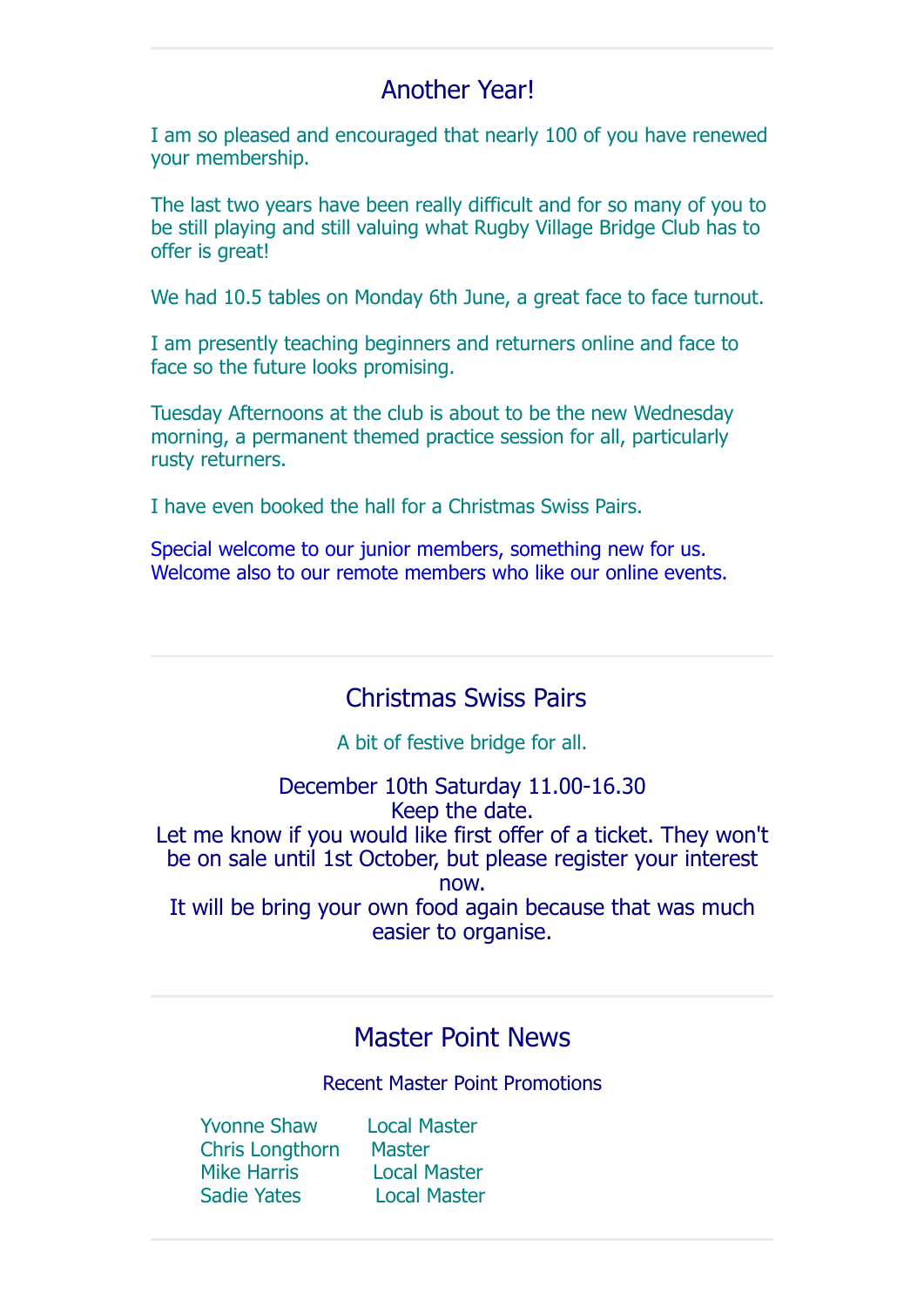## Another Year!

I am so pleased and encouraged that nearly 100 of you have renewed your membership.

The last two years have been really difficult and for so many of you to be still playing and still valuing what Rugby Village Bridge Club has to offer is great!

We had 10.5 tables on Monday 6th June, a great face to face turnout.

I am presently teaching beginners and returners online and face to face so the future looks promising.

Tuesday Afternoons at the club is about to be the new Wednesday morning, a permanent themed practice session for all, particularly rusty returners.

I have even booked the hall for a Christmas Swiss Pairs.

Special welcome to our junior members, something new for us.
Welcome also to our remote members who like our online events.

---

## Christmas Swiss Pairs

A bit of festive bridge for all.

December 10th Saturday 11.00-16.30
Keep the date.
Let me know if you would like first offer of a ticket. They won't be on sale until 1st October, but please register your interest now.
It will be bring your own food again because that was much easier to organise.

---

## Master Point News

Recent Master Point Promotions

| | |
|---|---|
| Yvonne Shaw | Local Master |
| Chris Longthorn | Master |
| Mike Harris | Local Master |
| Sadie Yates | Local Master |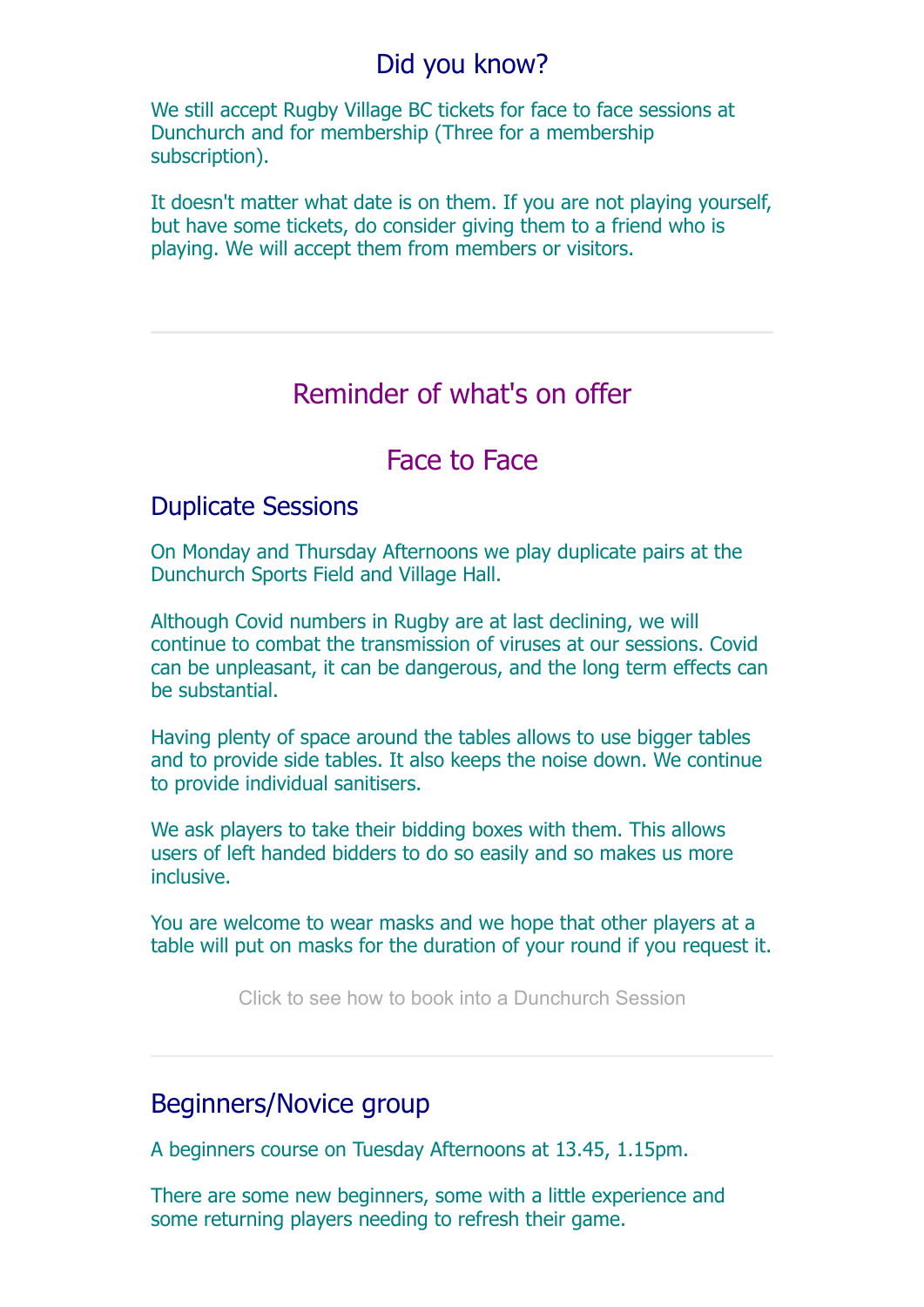## Did you know?

We still accept Rugby Village BC tickets for face to face sessions at Dunchurch and for membership (Three for a membership subscription).

It doesn't matter what date is on them. If you are not playing yourself, but have some tickets, do consider giving them to a friend who is playing. We will accept them from members or visitors.

---

## Reminder of what's on offer

## Face to Face

### Duplicate Sessions

On Monday and Thursday Afternoons we play duplicate pairs at the Dunchurch Sports Field and Village Hall.

Although Covid numbers in Rugby are at last declining, we will continue to combat the transmission of viruses at our sessions. Covid can be unpleasant, it can be dangerous, and the long term effects can be substantial.

Having plenty of space around the tables allows to use bigger tables and to provide side tables. It also keeps the noise down. We continue to provide individual sanitisers.

We ask players to take their bidding boxes with them. This allows users of left handed bidders to do so easily and so makes us more inclusive.

You are welcome to wear masks and we hope that other players at a table will put on masks for the duration of your round if you request it.

Click to see how to book into a Dunchurch Session

---

### Beginners/Novice group

A beginners course on Tuesday Afternoons at 13.45, 1.15pm.

There are some new beginners, some with a little experience and some returning players needing to refresh their game.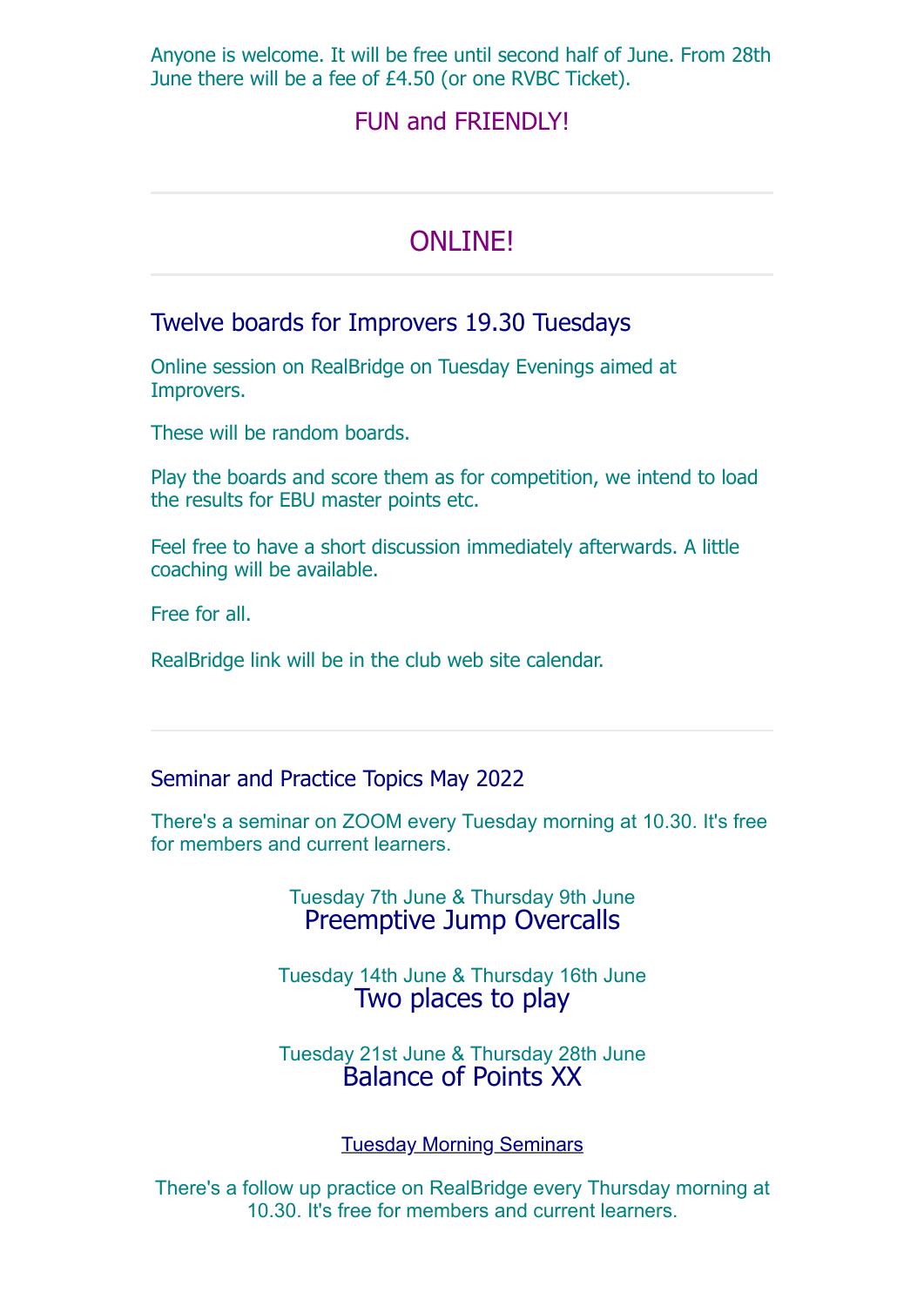Anyone is welcome. It will be free until second half of June. From 28th June there will be a fee of £4.50 (or one RVBC Ticket).

FUN and FRIENDLY!

---

## ONLINE!

---

### Twelve boards for Improvers 19.30 Tuesdays

Online session on RealBridge on Tuesday Evenings aimed at Improvers.

These will be random boards.

Play the boards and score them as for competition, we intend to load the results for EBU master points etc.

Feel free to have a short discussion immediately afterwards. A little coaching will be available.

Free for all.

RealBridge link will be in the club web site calendar.

---

### Seminar and Practice Topics May 2022

There's a seminar on ZOOM every Tuesday morning at 10.30. It's free for members and current learners.

Tuesday 7th June & Thursday 9th June
**Preemptive Jump Overcalls**

Tuesday 14th June & Thursday 16th June
**Two places to play**

Tuesday 21st June & Thursday 28th June
**Balance of Points XX**

Tuesday Morning Seminars

There's a follow up practice on RealBridge every Thursday morning at 10.30. It's free for members and current learners.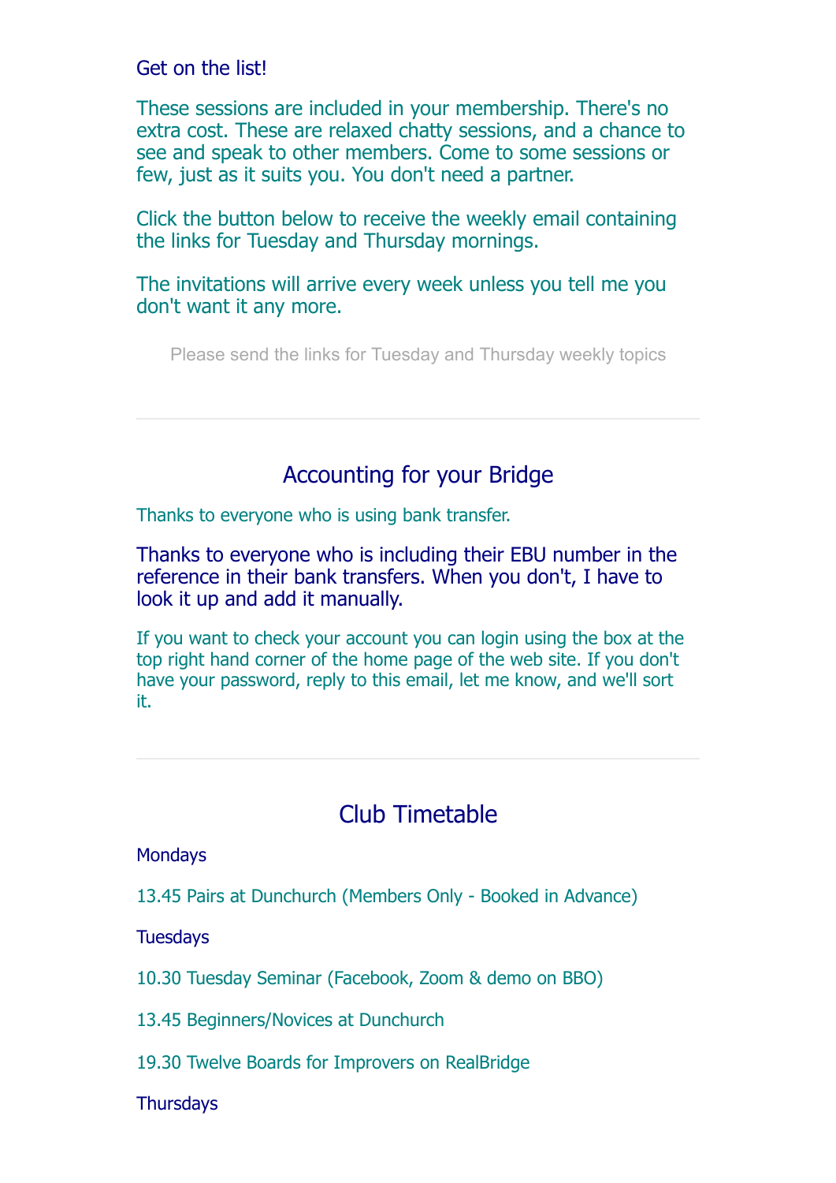Get on the list!

These sessions are included in your membership. There's no extra cost. These are relaxed chatty sessions, and a chance to see and speak to other members. Come to some sessions or few, just as it suits you. You don't need a partner.

Click the button below to receive the weekly email containing the links for Tuesday and Thursday mornings.

The invitations will arrive every week unless you tell me you don't want it any more.

Please send the links for Tuesday and Thursday weekly topics

---

## Accounting for your Bridge

Thanks to everyone who is using bank transfer.

Thanks to everyone who is including their EBU number in the reference in their bank transfers. When you don't, I have to look it up and add it manually.

If you want to check your account you can login using the box at the top right hand corner of the home page of the web site. If you don't have your password, reply to this email, let me know, and we'll sort it.

---

## Club Timetable

Mondays

13.45 Pairs at Dunchurch (Members Only - Booked in Advance)

Tuesdays

10.30 Tuesday Seminar (Facebook, Zoom & demo on BBO)

13.45 Beginners/Novices at Dunchurch

19.30 Twelve Boards for Improvers on RealBridge

Thursdays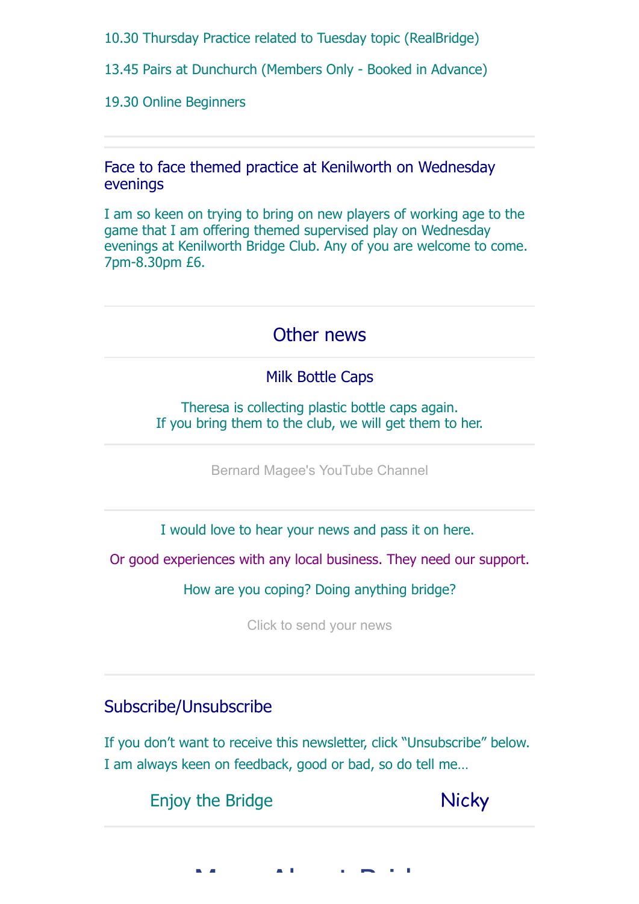10.30 Thursday Practice related to Tuesday topic (RealBridge)

13.45 Pairs at Dunchurch (Members Only - Booked in Advance)

19.30 Online Beginners

---

### Face to face themed practice at Kenilworth on Wednesday evenings

I am so keen on trying to bring on new players of working age to the game that I am offering themed supervised play on Wednesday evenings at Kenilworth Bridge Club. Any of you are welcome to come. 7pm-8.30pm £6.

---

## Other news

### Milk Bottle Caps

Theresa is collecting plastic bottle caps again.
If you bring them to the club, we will get them to her.

---

Bernard Magee's YouTube Channel

---

I would love to hear your news and pass it on here.

Or good experiences with any local business. They need our support.

How are you coping? Doing anything bridge?

Click to send your news

---

### Subscribe/Unsubscribe

If you don't want to receive this newsletter, click "Unsubscribe" below.
I am always keen on feedback, good or bad, so do tell me…

Enjoy the Bridge — Nicky

---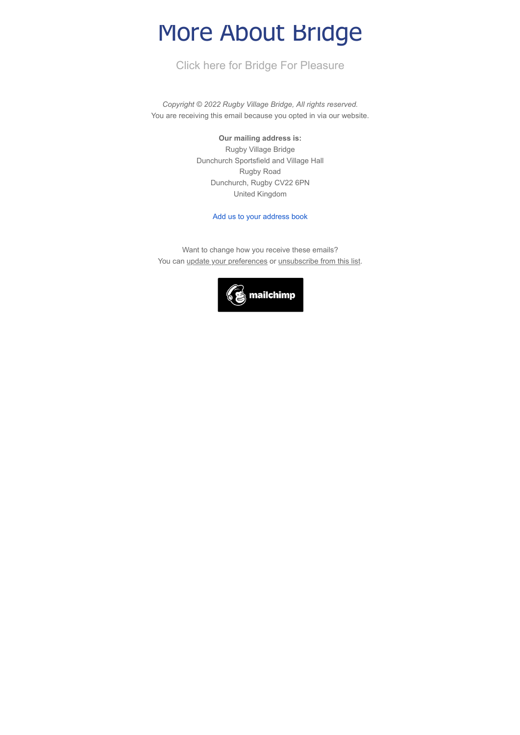# More About Bridge

Click here for Bridge For Pleasure

*Copyright © 2022 Rugby Village Bridge, All rights reserved.*
You are receiving this email because you opted in via our website.

**Our mailing address is:**
Rugby Village Bridge
Dunchurch Sportsfield and Village Hall
Rugby Road
Dunchurch, Rugby CV22 6PN
United Kingdom

Add us to your address book

Want to change how you receive these emails?
You can update your preferences or unsubscribe from this list.

mailchimp